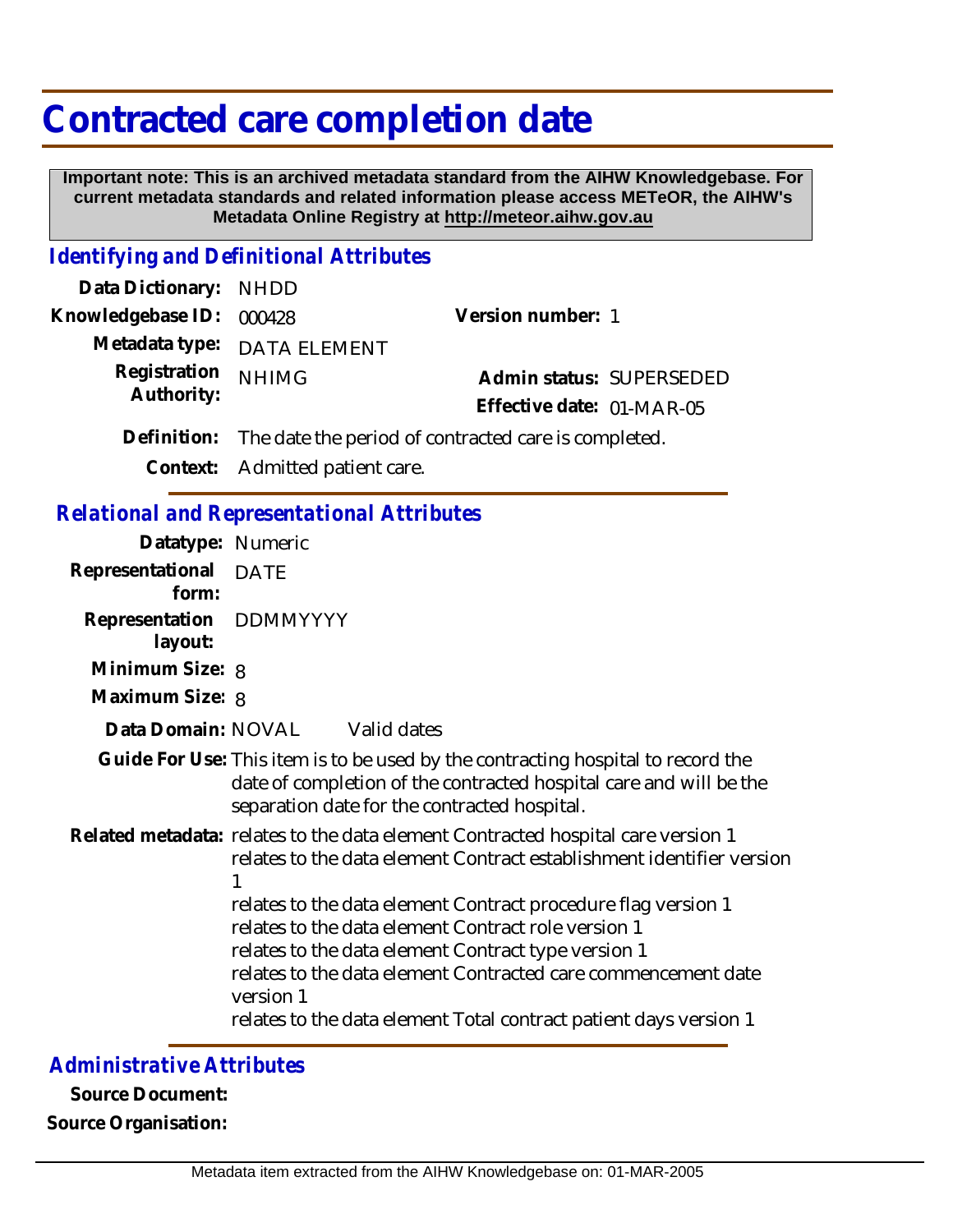# Contracted care completion date

**Important note: This is an archived metadata standard from the AIHW Knowledgebase. For current metadata standards and related information please access METeOR, the AIHW's Metadata Online Registry at http://meteor.aihw.gov.au**

## *Identifying and Definitional Attributes*

**Data Dictionary:** NHDD

**Knowledgebase ID:** 000428

**Version number:** 1

**Metadata type:** DATA ELEMENT

**Registration Authority:** NHIMG

**Admin status:** SUPERSEDED

**Effective date:** 01-MAR-05

**Definition:** The date the period of contracted care is completed.

**Context:** Admitted patient care.

## *Relational and Representational Attributes*

**Datatype:** Numeric

**Representational form:** DATE

**Representation layout:** DDMMYYYY

**Minimum Size:** 8

**Maximum Size:** 8

**Data Domain:** NOVAL Valid dates

**Guide For Use:** This item is to be used by the contracting hospital to record the date of completion of the contracted hospital care and will be the separation date for the contracted hospital.

**Related metadata:** relates to the data element Contracted hospital care version 1
relates to the data element Contract establishment identifier version 1
relates to the data element Contract procedure flag version 1
relates to the data element Contract role version 1
relates to the data element Contract type version 1
relates to the data element Contracted care commencement date version 1
relates to the data element Total contract patient days version 1

## *Administrative Attributes*

**Source Document:**

**Source Organisation:**

Metadata item extracted from the AIHW Knowledgebase on: 01-MAR-2005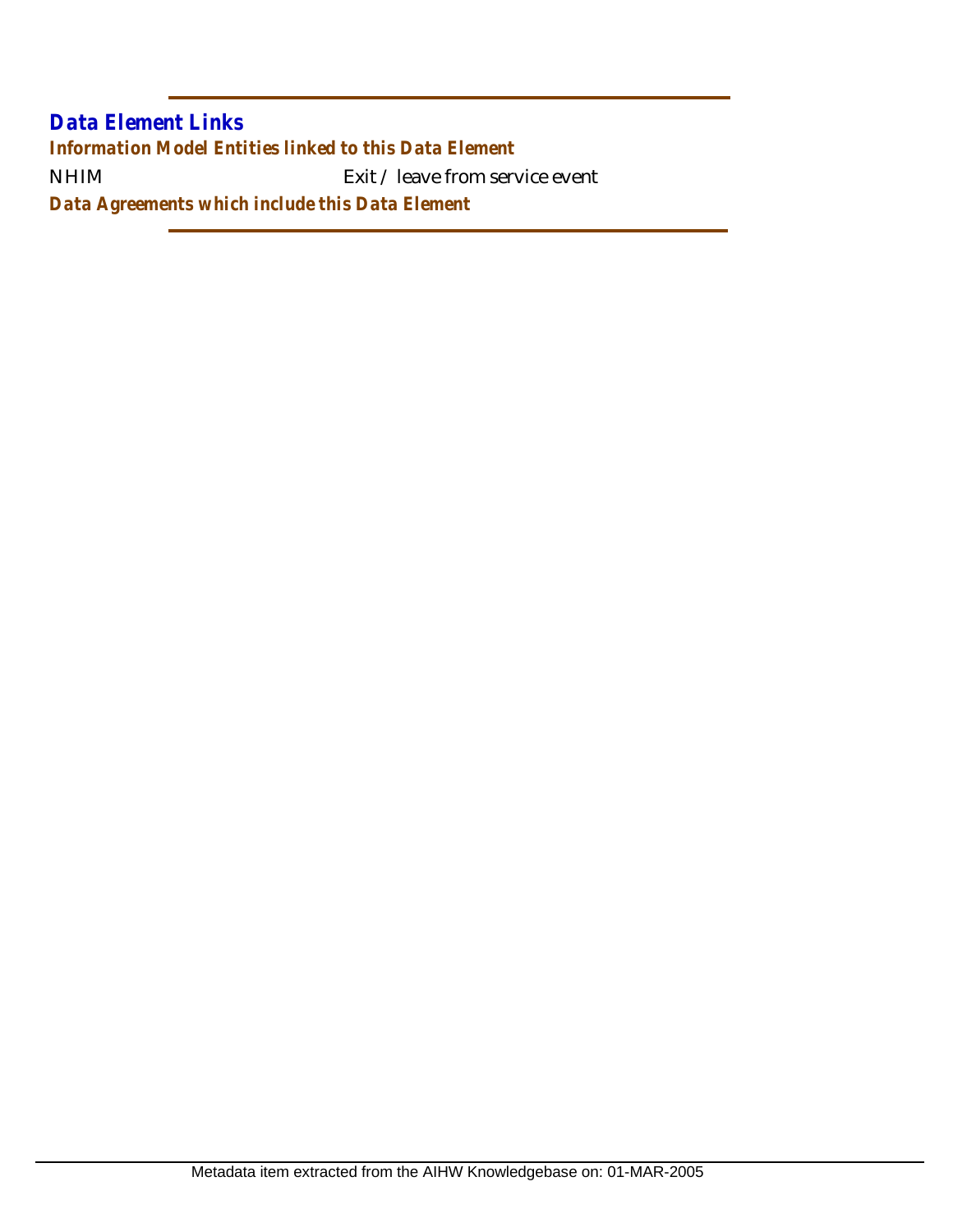## Data Element Links

***Information Model Entities linked to this Data Element***

| | |
|---|---|
| NHIM | Exit / leave from service event |

***Data Agreements which include this Data Element***

Metadata item extracted from the AIHW Knowledgebase on: 01-MAR-2005